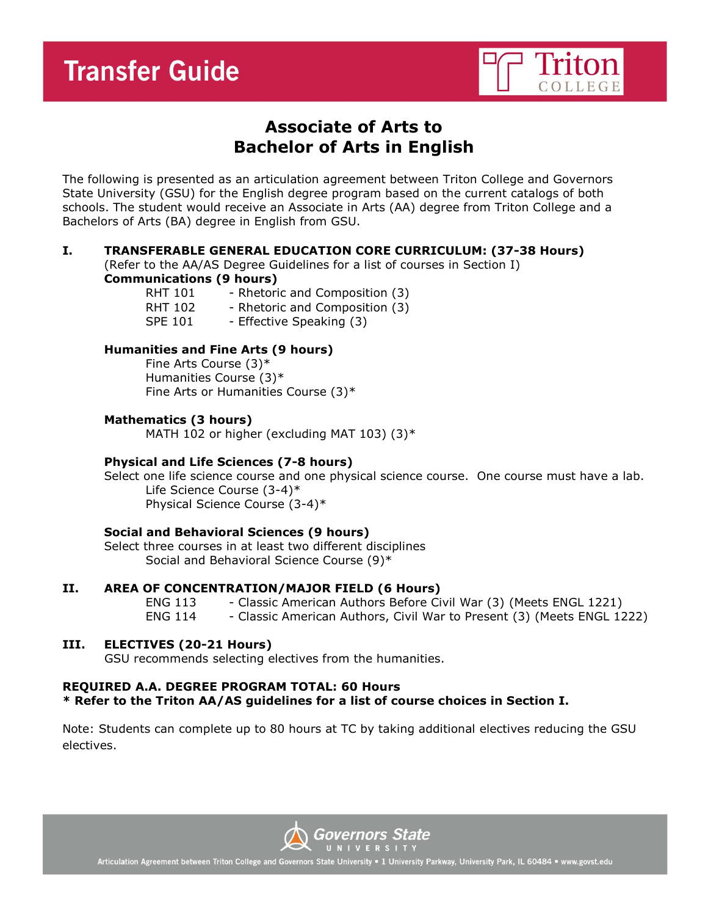# Transfer Guide

## Associate of Arts to Bachelor of Arts in English

The following is presented as an articulation agreement between Triton College and Governors State University (GSU) for the English degree program based on the current catalogs of both schools. The student would receive an Associate in Arts (AA) degree from Triton College and a Bachelors of Arts (BA) degree in English from GSU.

### I. TRANSFERABLE GENERAL EDUCATION CORE CURRICULUM: (37-38 Hours)

(Refer to the AA/AS Degree Guidelines for a list of courses in Section I)

**Communications (9 hours)**

- RHT 101 - Rhetoric and Composition (3)
- RHT 102 - Rhetoric and Composition (3)
- SPE 101 - Effective Speaking (3)

**Humanities and Fine Arts (9 hours)**

- Fine Arts Course (3)*
- Humanities Course (3)*
- Fine Arts or Humanities Course (3)*

**Mathematics (3 hours)**

- MATH 102 or higher (excluding MAT 103) (3)*

**Physical and Life Sciences (7-8 hours)**

Select one life science course and one physical science course. One course must have a lab.

- Life Science Course (3-4)*
- Physical Science Course (3-4)*

**Social and Behavioral Sciences (9 hours)**

Select three courses in at least two different disciplines

- Social and Behavioral Science Course (9)*

### II. AREA OF CONCENTRATION/MAJOR FIELD (6 Hours)

- ENG 113 - Classic American Authors Before Civil War (3) (Meets ENGL 1221)
- ENG 114 - Classic American Authors, Civil War to Present (3) (Meets ENGL 1222)

### III. ELECTIVES (20-21 Hours)

GSU recommends selecting electives from the humanities.

**REQUIRED A.A. DEGREE PROGRAM TOTAL: 60 Hours**
**\* Refer to the Triton AA/AS guidelines for a list of course choices in Section I.**

Note: Students can complete up to 80 hours at TC by taking additional electives reducing the GSU electives.

Articulation Agreement between Triton College and Governors State University • 1 University Parkway, University Park, IL 60484 • www.govst.edu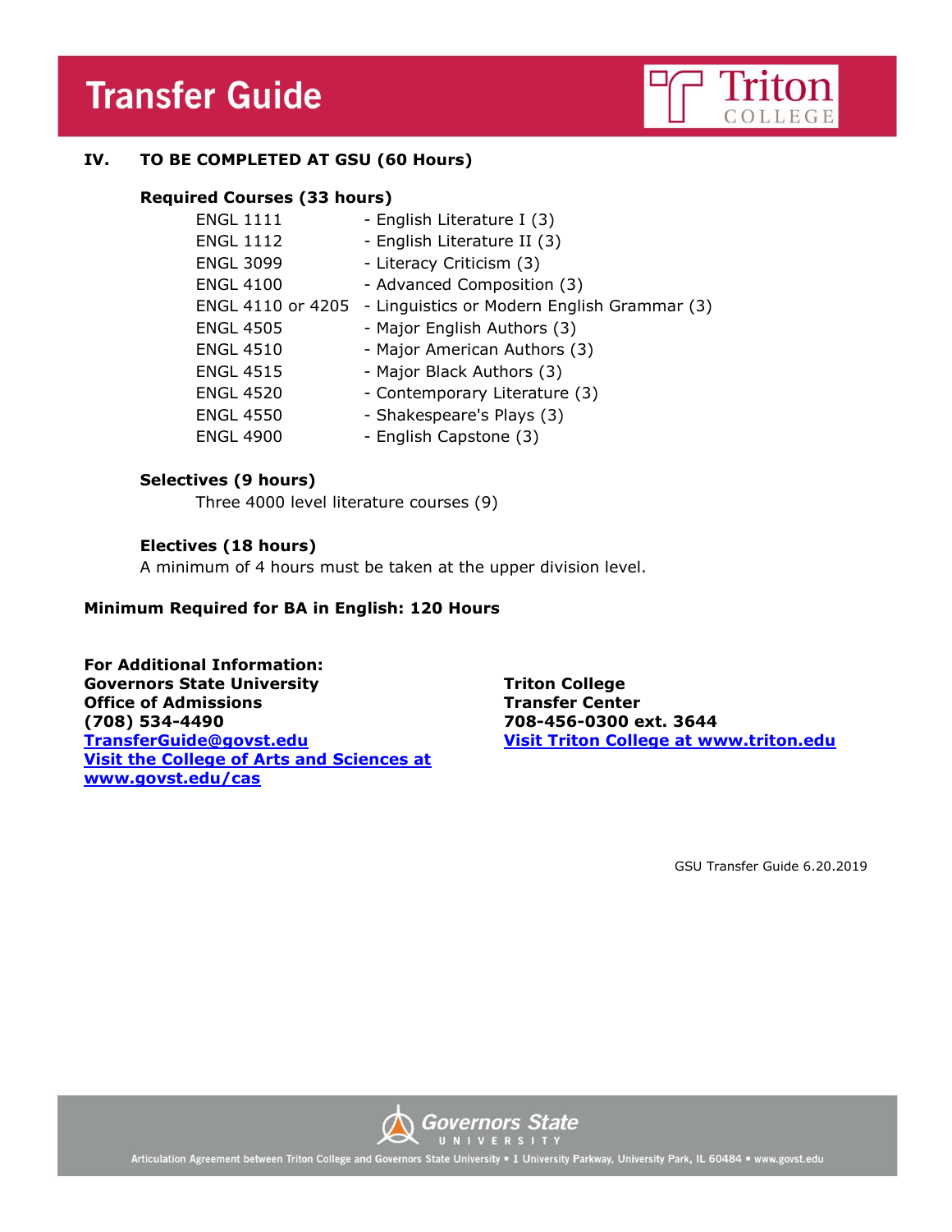## IV. TO BE COMPLETED AT GSU (60 Hours)

### Required Courses (33 hours)

| | |
|---|---|
| ENGL 1111 | - English Literature I (3) |
| ENGL 1112 | - English Literature II (3) |
| ENGL 3099 | - Literacy Criticism (3) |
| ENGL 4100 | - Advanced Composition (3) |
| ENGL 4110 or 4205 | - Linguistics or Modern English Grammar (3) |
| ENGL 4505 | - Major English Authors (3) |
| ENGL 4510 | - Major American Authors (3) |
| ENGL 4515 | - Major Black Authors (3) |
| ENGL 4520 | - Contemporary Literature (3) |
| ENGL 4550 | - Shakespeare's Plays (3) |
| ENGL 4900 | - English Capstone (3) |

### Selectives (9 hours)

Three 4000 level literature courses (9)

### Electives (18 hours)

A minimum of 4 hours must be taken at the upper division level.

**Minimum Required for BA in English: 120 Hours**

**For Additional Information:**
**Governors State University**
**Office of Admissions**
**(708) 534-4490**
**TransferGuide@govst.edu**
**Visit the College of Arts and Sciences at www.govst.edu/cas**

**Triton College**
**Transfer Center**
**708-456-0300 ext. 3644**
**Visit Triton College at www.triton.edu**

GSU Transfer Guide 6.20.2019

Articulation Agreement between Triton College and Governors State University • 1 University Parkway, University Park, IL 60484 • www.govst.edu